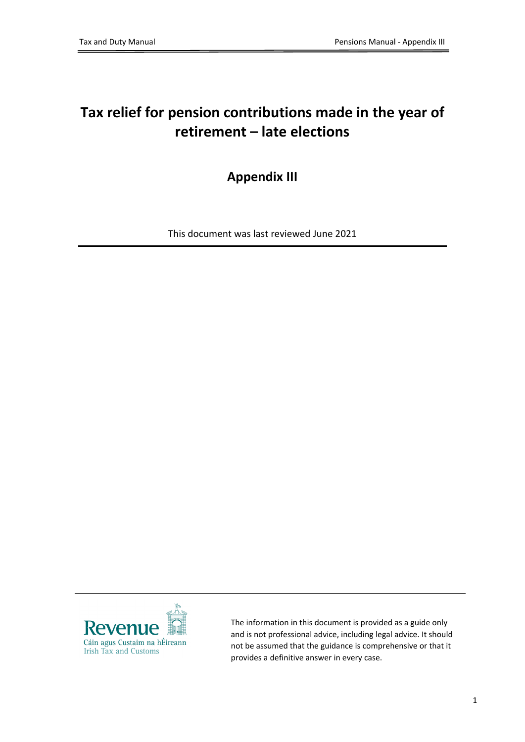# Tax relief for pension contributions made in the year of retirement – late elections

## Appendix III

This document was last reviewed June 2021

The information in this document is provided as a guide only and is not professional advice, including legal advice. It should not be assumed that the guidance is comprehensive or that it provides a definitive answer in every case.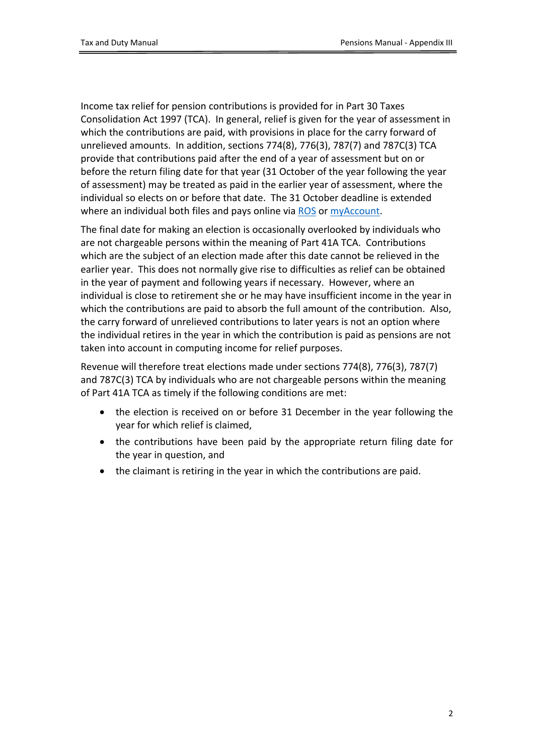Income tax relief for pension contributions is provided for in Part 30 Taxes Consolidation Act 1997 (TCA). In general, relief is given for the year of assessment in which the contributions are paid, with provisions in place for the carry forward of unrelieved amounts. In addition, sections 774(8), 776(3), 787(7) and 787C(3) TCA provide that contributions paid after the end of a year of assessment but on or before the return filing date for that year (31 October of the year following the year of assessment) may be treated as paid in the earlier year of assessment, where the individual so elects on or before that date. The 31 October deadline is extended where an individual both files and pays online via [ROS]() or [myAccount]().

The final date for making an election is occasionally overlooked by individuals who are not chargeable persons within the meaning of Part 41A TCA. Contributions which are the subject of an election made after this date cannot be relieved in the earlier year. This does not normally give rise to difficulties as relief can be obtained in the year of payment and following years if necessary. However, where an individual is close to retirement she or he may have insufficient income in the year in which the contributions are paid to absorb the full amount of the contribution. Also, the carry forward of unrelieved contributions to later years is not an option where the individual retires in the year in which the contribution is paid as pensions are not taken into account in computing income for relief purposes.

Revenue will therefore treat elections made under sections 774(8), 776(3), 787(7) and 787C(3) TCA by individuals who are not chargeable persons within the meaning of Part 41A TCA as timely if the following conditions are met:

- the election is received on or before 31 December in the year following the year for which relief is claimed,
- the contributions have been paid by the appropriate return filing date for the year in question, and
- the claimant is retiring in the year in which the contributions are paid.